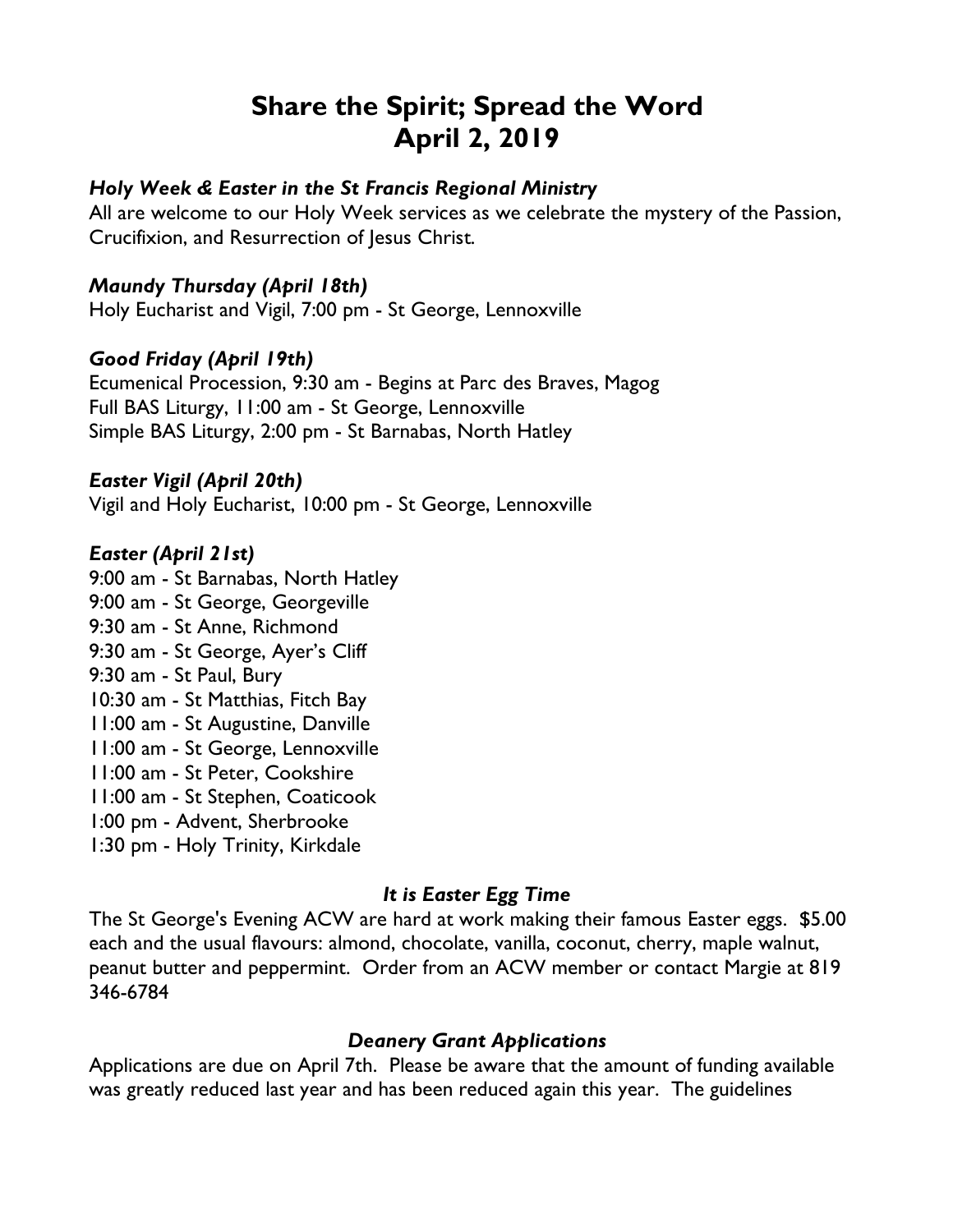# Share the Spirit; Spread the Word
# April 2, 2019

### *Holy Week & Easter in the St Francis Regional Ministry*

All are welcome to our Holy Week services as we celebrate the mystery of the Passion, Crucifixion, and Resurrection of Jesus Christ.

### *Maundy Thursday (April 18th)*

Holy Eucharist and Vigil, 7:00 pm - St George, Lennoxville

### *Good Friday (April 19th)*

Ecumenical Procession, 9:30 am - Begins at Parc des Braves, Magog
Full BAS Liturgy, 11:00 am - St George, Lennoxville
Simple BAS Liturgy, 2:00 pm - St Barnabas, North Hatley

### *Easter Vigil (April 20th)*

Vigil and Holy Eucharist, 10:00 pm - St George, Lennoxville

### *Easter (April 21st)*

9:00 am - St Barnabas, North Hatley
9:00 am - St George, Georgeville
9:30 am - St Anne, Richmond
9:30 am - St George, Ayer's Cliff
9:30 am - St Paul, Bury
10:30 am - St Matthias, Fitch Bay
11:00 am - St Augustine, Danville
11:00 am - St George, Lennoxville
11:00 am - St Peter, Cookshire
11:00 am - St Stephen, Coaticook
1:00 pm - Advent, Sherbrooke
1:30 pm - Holy Trinity, Kirkdale

### *It is Easter Egg Time*

The St George's Evening ACW are hard at work making their famous Easter eggs. $5.00 each and the usual flavours: almond, chocolate, vanilla, coconut, cherry, maple walnut, peanut butter and peppermint. Order from an ACW member or contact Margie at 819 346-6784

### *Deanery Grant Applications*

Applications are due on April 7th. Please be aware that the amount of funding available was greatly reduced last year and has been reduced again this year. The guidelines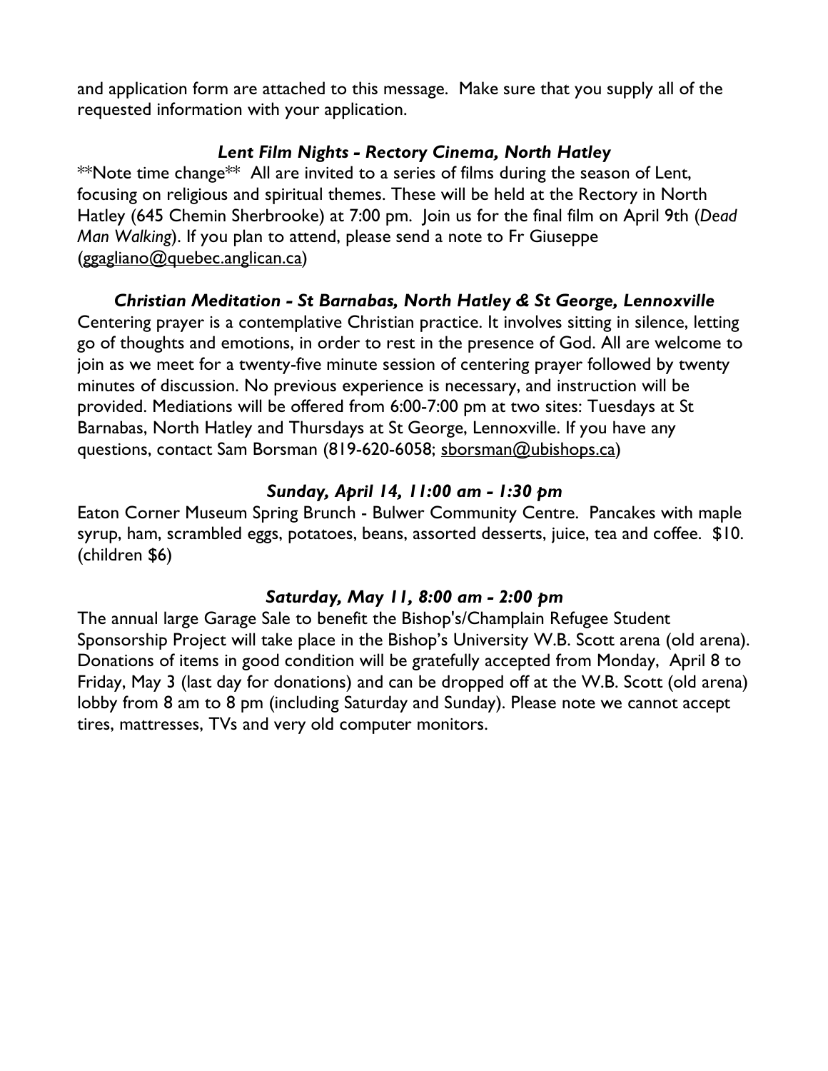and application form are attached to this message. Make sure that you supply all of the requested information with your application.

### *Lent Film Nights - Rectory Cinema, North Hatley*

**Note time change** All are invited to a series of films during the season of Lent, focusing on religious and spiritual themes. These will be held at the Rectory in North Hatley (645 Chemin Sherbrooke) at 7:00 pm. Join us for the final film on April 9th (*Dead Man Walking*). If you plan to attend, please send a note to Fr Giuseppe (ggagliano@quebec.anglican.ca)

### *Christian Meditation - St Barnabas, North Hatley & St George, Lennoxville*

Centering prayer is a contemplative Christian practice. It involves sitting in silence, letting go of thoughts and emotions, in order to rest in the presence of God. All are welcome to join as we meet for a twenty-five minute session of centering prayer followed by twenty minutes of discussion. No previous experience is necessary, and instruction will be provided. Mediations will be offered from 6:00-7:00 pm at two sites: Tuesdays at St Barnabas, North Hatley and Thursdays at St George, Lennoxville. If you have any questions, contact Sam Borsman (819-620-6058; sborsman@ubishops.ca)

### *Sunday, April 14, 11:00 am - 1:30 pm*

Eaton Corner Museum Spring Brunch - Bulwer Community Centre. Pancakes with maple syrup, ham, scrambled eggs, potatoes, beans, assorted desserts, juice, tea and coffee. $10. (children $6)

### *Saturday, May 11, 8:00 am - 2:00 pm*

The annual large Garage Sale to benefit the Bishop's/Champlain Refugee Student Sponsorship Project will take place in the Bishop's University W.B. Scott arena (old arena). Donations of items in good condition will be gratefully accepted from Monday, April 8 to Friday, May 3 (last day for donations) and can be dropped off at the W.B. Scott (old arena) lobby from 8 am to 8 pm (including Saturday and Sunday). Please note we cannot accept tires, mattresses, TVs and very old computer monitors.